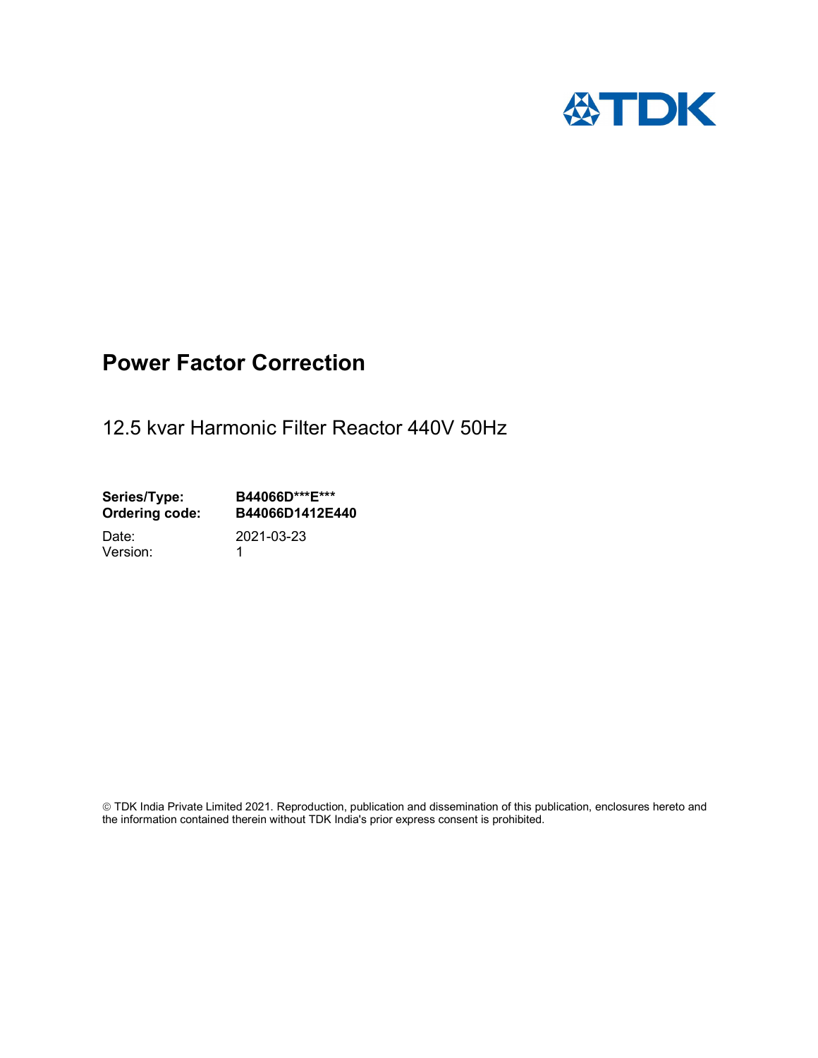# Power Factor Correction

12.5 kvar Harmonic Filter Reactor 440V 50Hz

**Series/Type:** **B44066D***E*****
**Ordering code:** **B44066D1412E440**

Date: 2021-03-23
Version: 1

© TDK India Private Limited 2021. Reproduction, publication and dissemination of this publication, enclosures hereto and the information contained therein without TDK India's prior express consent is prohibited.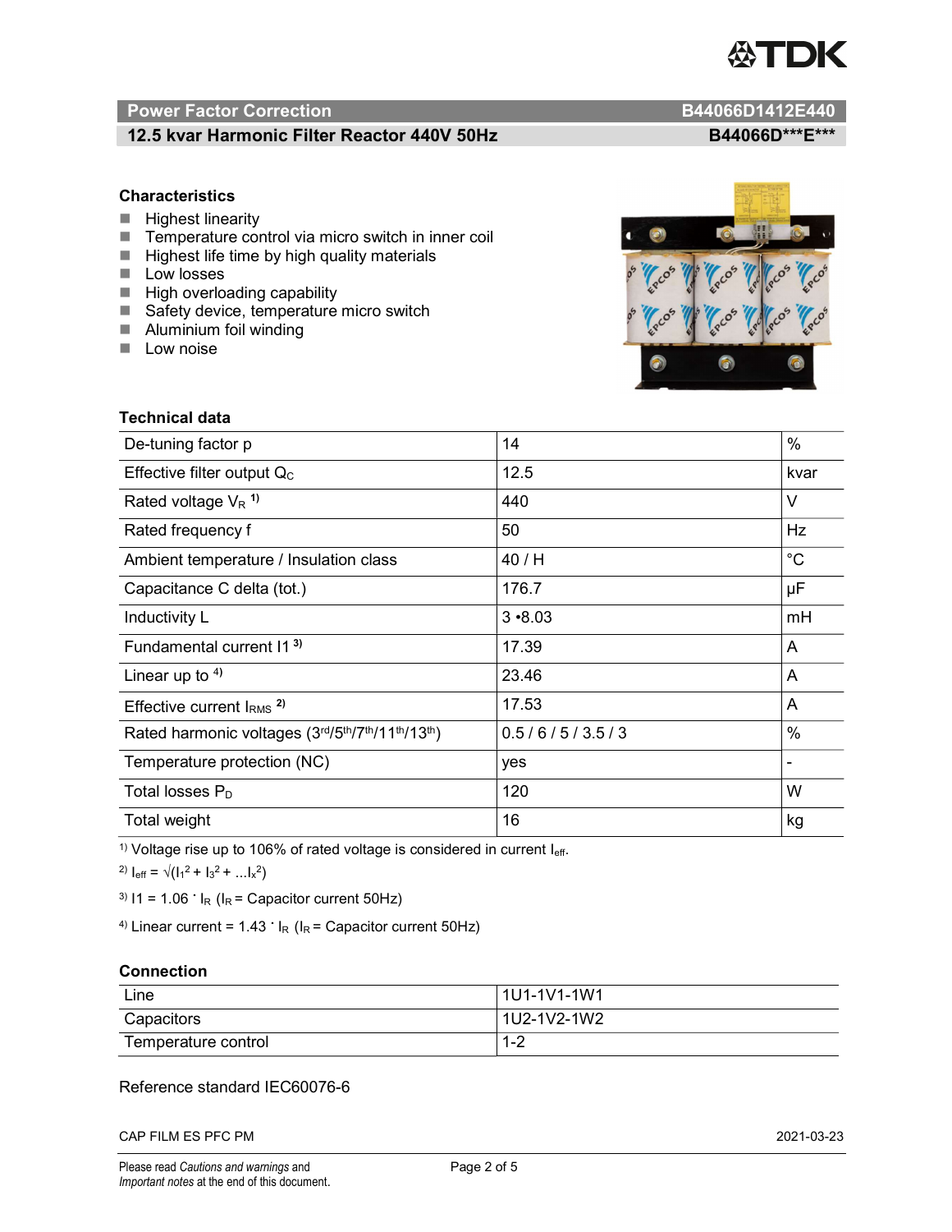## Power Factor Correction — B44066D1412E440

### 12.5 kvar Harmonic Filter Reactor 440V 50Hz — B44066D\*\*\*E\*\*\*

### Characteristics

- Highest linearity
- Temperature control via micro switch in inner coil
- Highest life time by high quality materials
- Low losses
- High overloading capability
- Safety device, temperature micro switch
- Aluminium foil winding
- Low noise

### Technical data

| Parameter | Value | Unit |
|---|---|---|
| De-tuning factor p | 14 | % |
| Effective filter output $Q_C$ | 12.5 | kvar |
| Rated voltage $V_R$ [1)] | 440 | V |
| Rated frequency f | 50 | Hz |
| Ambient temperature / Insulation class | 40 / H | °C |
| Capacitance C delta (tot.) | 176.7 | µF |
| Inductivity L | 3 •8.03 | mH |
| Fundamental current I1 [3)] | 17.39 | A |
| Linear up to [4)] | 23.46 | A |
| Effective current $I_{RMS}$ [2)] | 17.53 | A |
| Rated harmonic voltages (3rd/5th/7th/11th/13th) | 0.5 / 6 / 5 / 3.5 / 3 | % |
| Temperature protection (NC) | yes | - |
| Total losses $P_D$ | 120 | W |
| Total weight | 16 | kg |

1) Voltage rise up to 106% of rated voltage is considered in current $I_{eff}$.

2) $I_{eff} = \sqrt{(I_1^2 + I_3^2 + \ldots I_x^2)}$

3) $I1 = 1.06 \cdot I_R$ ($I_R$ = Capacitor current 50Hz)

4) Linear current = $1.43 \cdot I_R$ ($I_R$ = Capacitor current 50Hz)

### Connection

| | |
|---|---|
| Line | 1U1-1V1-1W1 |
| Capacitors | 1U2-1V2-1W2 |
| Temperature control | 1-2 |

Reference standard IEC60076-6

CAP FILM ES PFC PM — 2021-03-23

Please read *Cautions and warnings* and *Important notes* at the end of this document.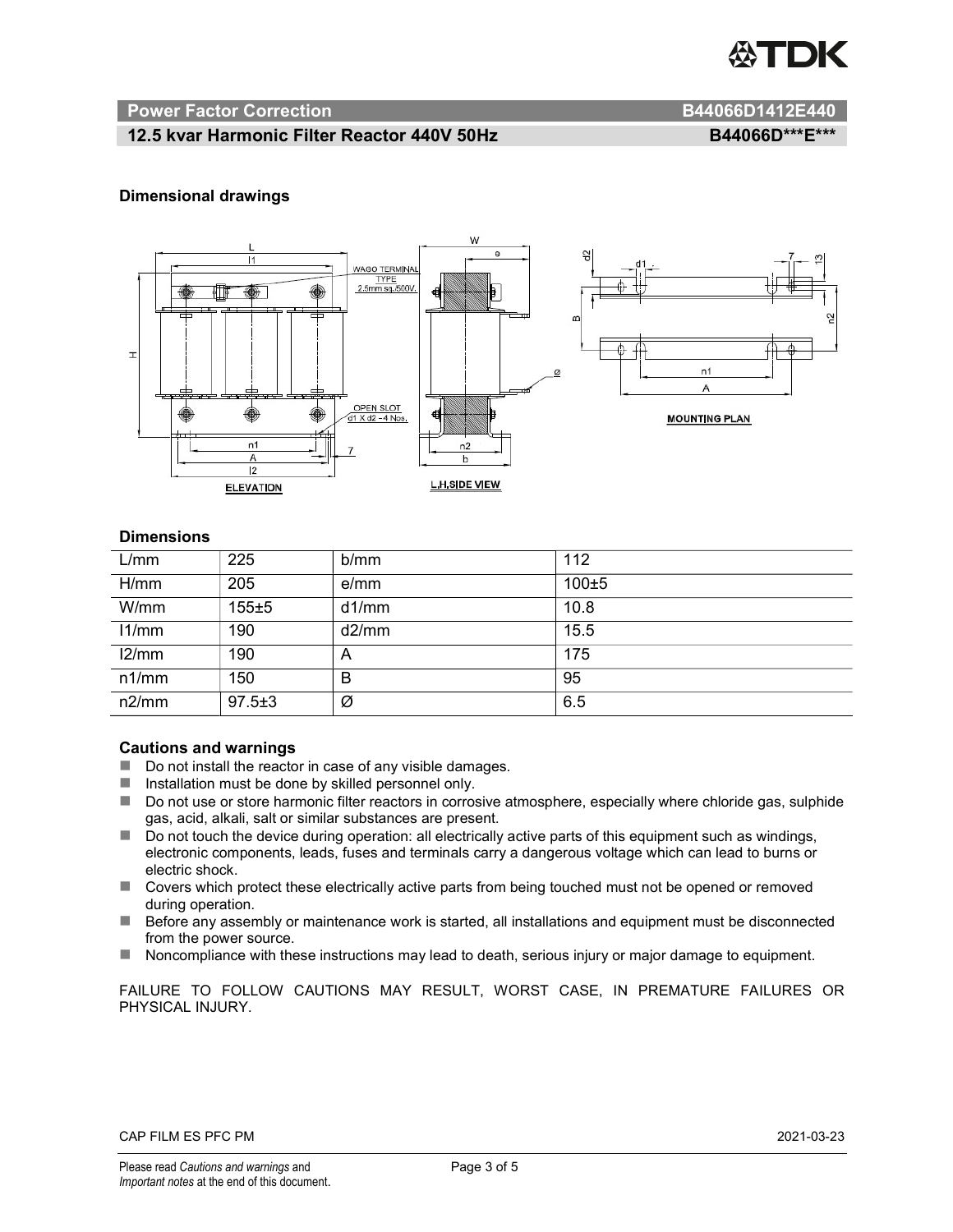## Power Factor Correction B44066D1412E440

## 12.5 kvar Harmonic Filter Reactor 440V 50Hz B44066D***E***

### Dimensional drawings

### Dimensions

| L/mm | 225 | b/mm | 112 |
|---|---|---|---|
| H/mm | 205 | e/mm | 100±5 |
| W/mm | 155±5 | d1/mm | 10.8 |
| l1/mm | 190 | d2/mm | 15.5 |
| l2/mm | 190 | A | 175 |
| n1/mm | 150 | B | 95 |
| n2/mm | 97.5±3 | Ø | 6.5 |

### Cautions and warnings

- Do not install the reactor in case of any visible damages.
- Installation must be done by skilled personnel only.
- Do not use or store harmonic filter reactors in corrosive atmosphere, especially where chloride gas, sulphide gas, acid, alkali, salt or similar substances are present.
- Do not touch the device during operation: all electrically active parts of this equipment such as windings, electronic components, leads, fuses and terminals carry a dangerous voltage which can lead to burns or electric shock.
- Covers which protect these electrically active parts from being touched must not be opened or removed during operation.
- Before any assembly or maintenance work is started, all installations and equipment must be disconnected from the power source.
- Noncompliance with these instructions may lead to death, serious injury or major damage to equipment.

FAILURE TO FOLLOW CAUTIONS MAY RESULT, WORST CASE, IN PREMATURE FAILURES OR PHYSICAL INJURY.

CAP FILM ES PFC PM 2021-03-23

Please read *Cautions and warnings* and *Important notes* at the end of this document.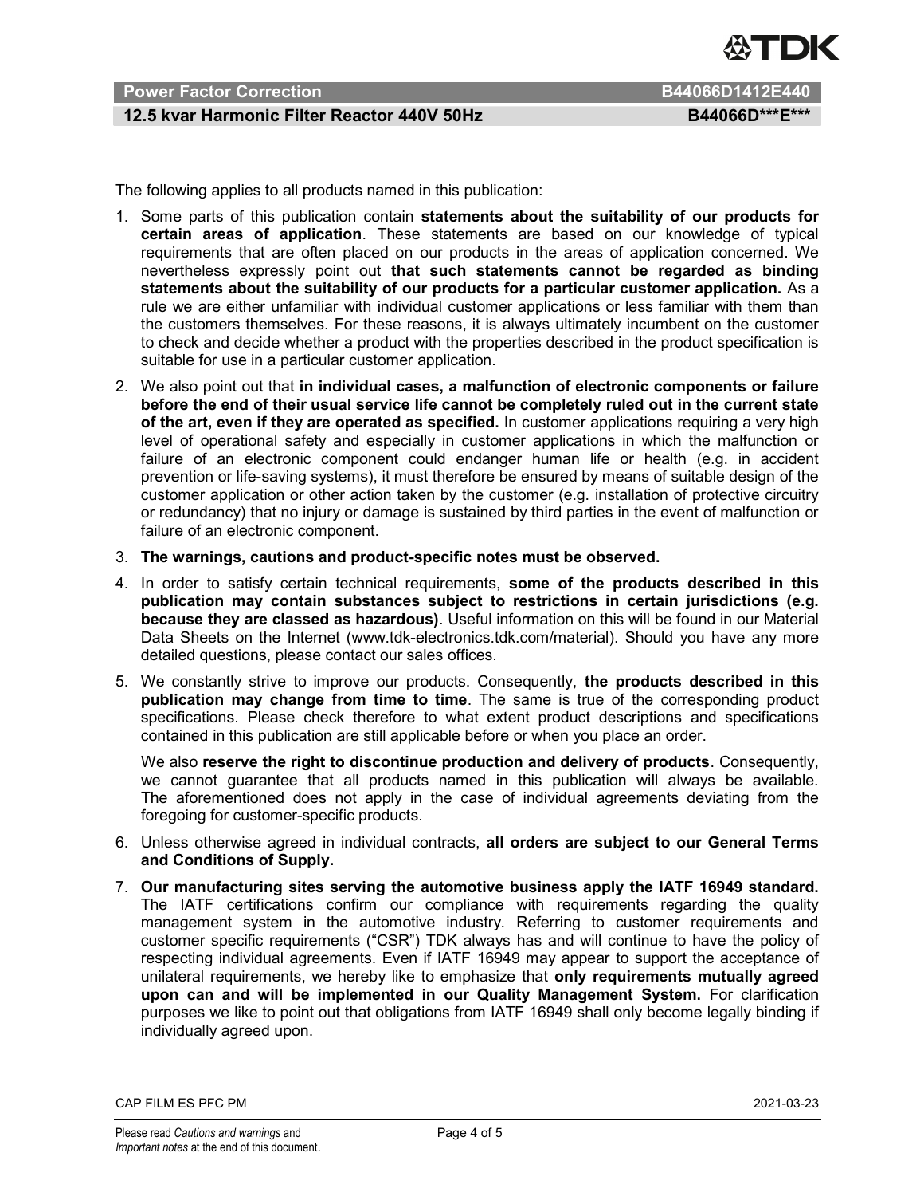The following applies to all products named in this publication:

1. Some parts of this publication contain **statements about the suitability of our products for certain areas of application**. These statements are based on our knowledge of typical requirements that are often placed on our products in the areas of application concerned. We nevertheless expressly point out **that such statements cannot be regarded as binding statements about the suitability of our products for a particular customer application.** As a rule we are either unfamiliar with individual customer applications or less familiar with them than the customers themselves. For these reasons, it is always ultimately incumbent on the customer to check and decide whether a product with the properties described in the product specification is suitable for use in a particular customer application.
2. We also point out that **in individual cases, a malfunction of electronic components or failure before the end of their usual service life cannot be completely ruled out in the current state of the art, even if they are operated as specified.** In customer applications requiring a very high level of operational safety and especially in customer applications in which the malfunction or failure of an electronic component could endanger human life or health (e.g. in accident prevention or life-saving systems), it must therefore be ensured by means of suitable design of the customer application or other action taken by the customer (e.g. installation of protective circuitry or redundancy) that no injury or damage is sustained by third parties in the event of malfunction or failure of an electronic component.
3. **The warnings, cautions and product-specific notes must be observed.**
4. In order to satisfy certain technical requirements, **some of the products described in this publication may contain substances subject to restrictions in certain jurisdictions (e.g. because they are classed as hazardous)**. Useful information on this will be found in our Material Data Sheets on the Internet (www.tdk-electronics.tdk.com/material). Should you have any more detailed questions, please contact our sales offices.
5. We constantly strive to improve our products. Consequently, **the products described in this publication may change from time to time**. The same is true of the corresponding product specifications. Please check therefore to what extent product descriptions and specifications contained in this publication are still applicable before or when you place an order.

   We also **reserve the right to discontinue production and delivery of products**. Consequently, we cannot guarantee that all products named in this publication will always be available. The aforementioned does not apply in the case of individual agreements deviating from the foregoing for customer-specific products.
6. Unless otherwise agreed in individual contracts, **all orders are subject to our General Terms and Conditions of Supply.**
7. **Our manufacturing sites serving the automotive business apply the IATF 16949 standard.** The IATF certifications confirm our compliance with requirements regarding the quality management system in the automotive industry. Referring to customer requirements and customer specific requirements ("CSR") TDK always has and will continue to have the policy of respecting individual agreements. Even if IATF 16949 may appear to support the acceptance of unilateral requirements, we hereby like to emphasize that **only requirements mutually agreed upon can and will be implemented in our Quality Management System.** For clarification purposes we like to point out that obligations from IATF 16949 shall only become legally binding if individually agreed upon.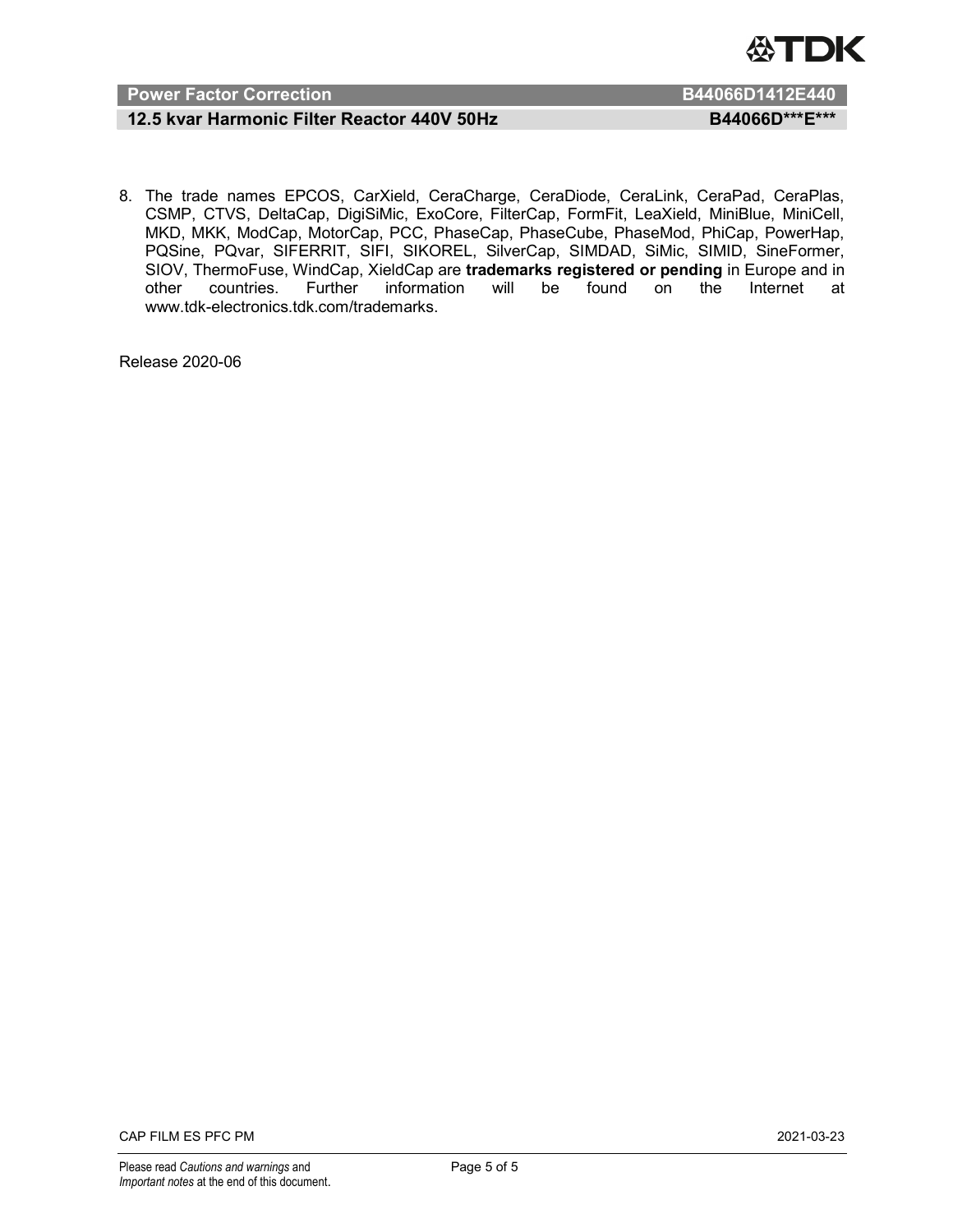8. The trade names EPCOS, CarXield, CeraCharge, CeraDiode, CeraLink, CeraPad, CeraPlas, CSMP, CTVS, DeltaCap, DigiSiMic, ExoCore, FilterCap, FormFit, LeaXield, MiniBlue, MiniCell, MKD, MKK, ModCap, MotorCap, PCC, PhaseCap, PhaseCube, PhaseMod, PhiCap, PowerHap, PQSine, PQvar, SIFERRIT, SIFI, SIKOREL, SilverCap, SIMDAD, SiMic, SIMID, SineFormer, SIOV, ThermoFuse, WindCap, XieldCap are **trademarks registered or pending** in Europe and in other countries. Further information will be found on the Internet at www.tdk-electronics.tdk.com/trademarks.

Release 2020-06